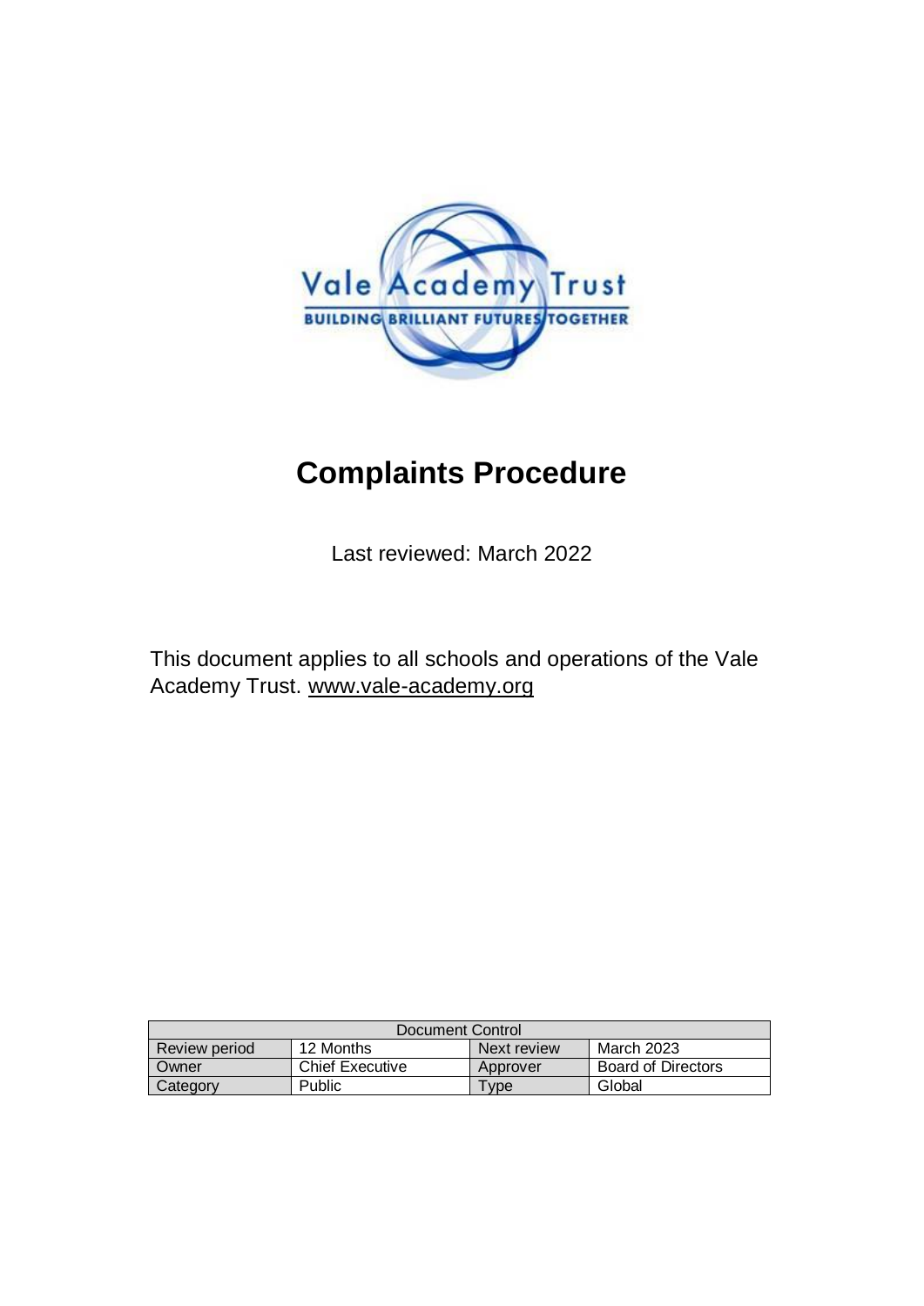# Complaints Procedure

Last reviewed: March 2022

This document applies to all schools and operations of the Vale Academy Trust. www.vale-academy.org

| Document Control | | | |
|---|---|---|---|
| Review period | 12 Months | Next review | March 2023 |
| Owner | Chief Executive | Approver | Board of Directors |
| Category | Public | Type | Global |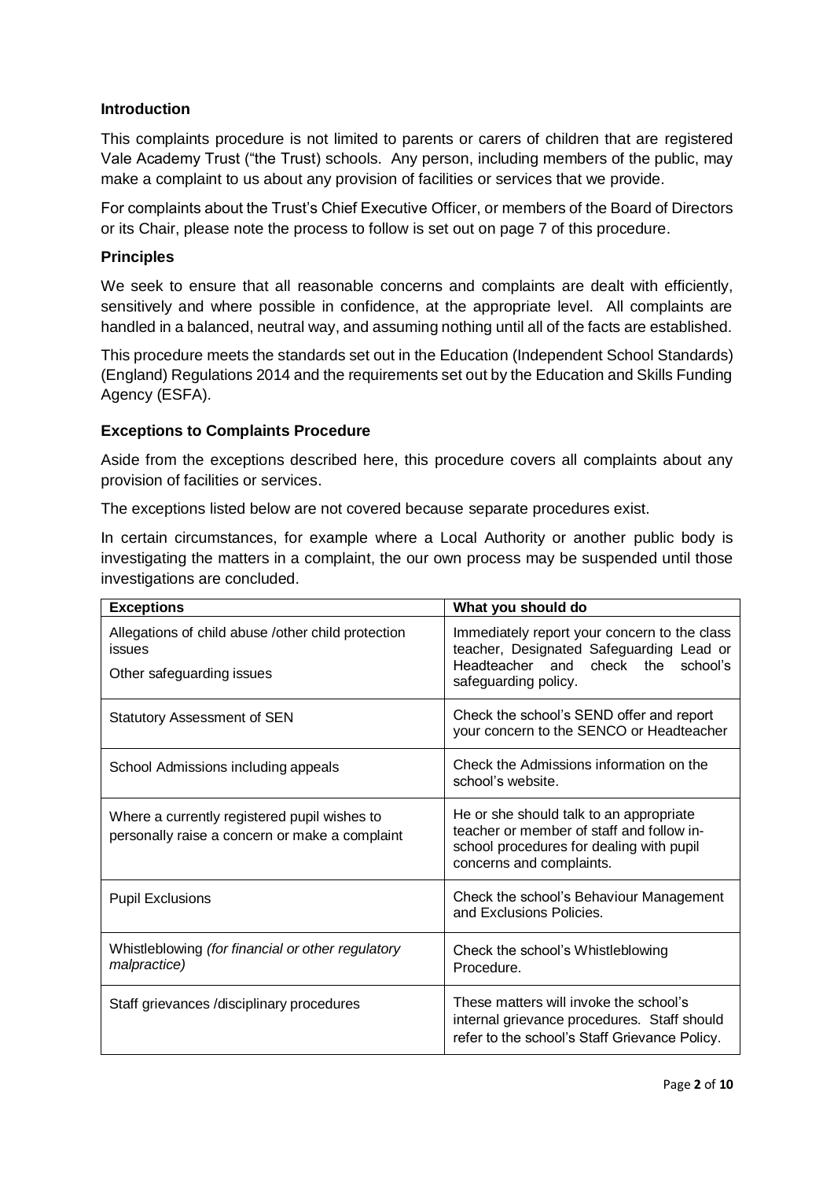## Introduction

This complaints procedure is not limited to parents or carers of children that are registered Vale Academy Trust ("the Trust) schools. Any person, including members of the public, may make a complaint to us about any provision of facilities or services that we provide.

For complaints about the Trust's Chief Executive Officer, or members of the Board of Directors or its Chair, please note the process to follow is set out on page 7 of this procedure.

## Principles

We seek to ensure that all reasonable concerns and complaints are dealt with efficiently, sensitively and where possible in confidence, at the appropriate level. All complaints are handled in a balanced, neutral way, and assuming nothing until all of the facts are established.

This procedure meets the standards set out in the Education (Independent School Standards) (England) Regulations 2014 and the requirements set out by the Education and Skills Funding Agency (ESFA).

## Exceptions to Complaints Procedure

Aside from the exceptions described here, this procedure covers all complaints about any provision of facilities or services.

The exceptions listed below are not covered because separate procedures exist.

In certain circumstances, for example where a Local Authority or another public body is investigating the matters in a complaint, the our own process may be suspended until those investigations are concluded.

| Exceptions | What you should do |
|---|---|
| Allegations of child abuse /other child protection issues<br>Other safeguarding issues | Immediately report your concern to the class teacher, Designated Safeguarding Lead or Headteacher and check the school's safeguarding policy. |
| Statutory Assessment of SEN | Check the school's SEND offer and report your concern to the SENCO or Headteacher |
| School Admissions including appeals | Check the Admissions information on the school's website. |
| Where a currently registered pupil wishes to personally raise a concern or make a complaint | He or she should talk to an appropriate teacher or member of staff and follow in-school procedures for dealing with pupil concerns and complaints. |
| Pupil Exclusions | Check the school's Behaviour Management and Exclusions Policies. |
| Whistleblowing *(for financial or other regulatory malpractice)* | Check the school's Whistleblowing Procedure. |
| Staff grievances /disciplinary procedures | These matters will invoke the school's internal grievance procedures. Staff should refer to the school's Staff Grievance Policy. |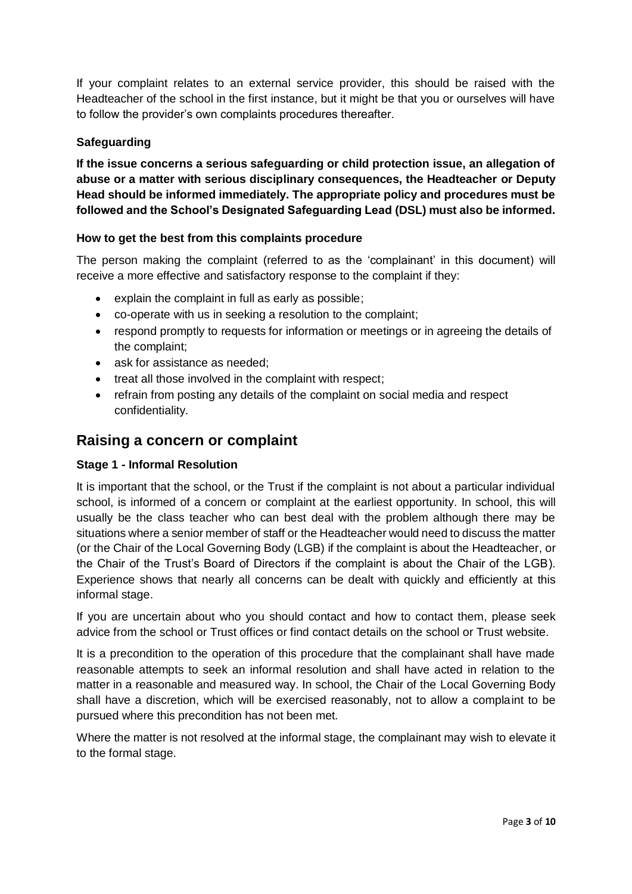If your complaint relates to an external service provider, this should be raised with the Headteacher of the school in the first instance, but it might be that you or ourselves will have to follow the provider's own complaints procedures thereafter.

### Safeguarding

**If the issue concerns a serious safeguarding or child protection issue, an allegation of abuse or a matter with serious disciplinary consequences, the Headteacher or Deputy Head should be informed immediately. The appropriate policy and procedures must be followed and the School's Designated Safeguarding Lead (DSL) must also be informed.**

### How to get the best from this complaints procedure

The person making the complaint (referred to as the 'complainant' in this document) will receive a more effective and satisfactory response to the complaint if they:

- explain the complaint in full as early as possible;
- co-operate with us in seeking a resolution to the complaint;
- respond promptly to requests for information or meetings or in agreeing the details of the complaint;
- ask for assistance as needed;
- treat all those involved in the complaint with respect;
- refrain from posting any details of the complaint on social media and respect confidentiality.

## Raising a concern or complaint

### Stage 1 - Informal Resolution

It is important that the school, or the Trust if the complaint is not about a particular individual school, is informed of a concern or complaint at the earliest opportunity. In school, this will usually be the class teacher who can best deal with the problem although there may be situations where a senior member of staff or the Headteacher would need to discuss the matter (or the Chair of the Local Governing Body (LGB) if the complaint is about the Headteacher, or the Chair of the Trust's Board of Directors if the complaint is about the Chair of the LGB). Experience shows that nearly all concerns can be dealt with quickly and efficiently at this informal stage.

If you are uncertain about who you should contact and how to contact them, please seek advice from the school or Trust offices or find contact details on the school or Trust website.

It is a precondition to the operation of this procedure that the complainant shall have made reasonable attempts to seek an informal resolution and shall have acted in relation to the matter in a reasonable and measured way. In school, the Chair of the Local Governing Body shall have a discretion, which will be exercised reasonably, not to allow a complaint to be pursued where this precondition has not been met.

Where the matter is not resolved at the informal stage, the complainant may wish to elevate it to the formal stage.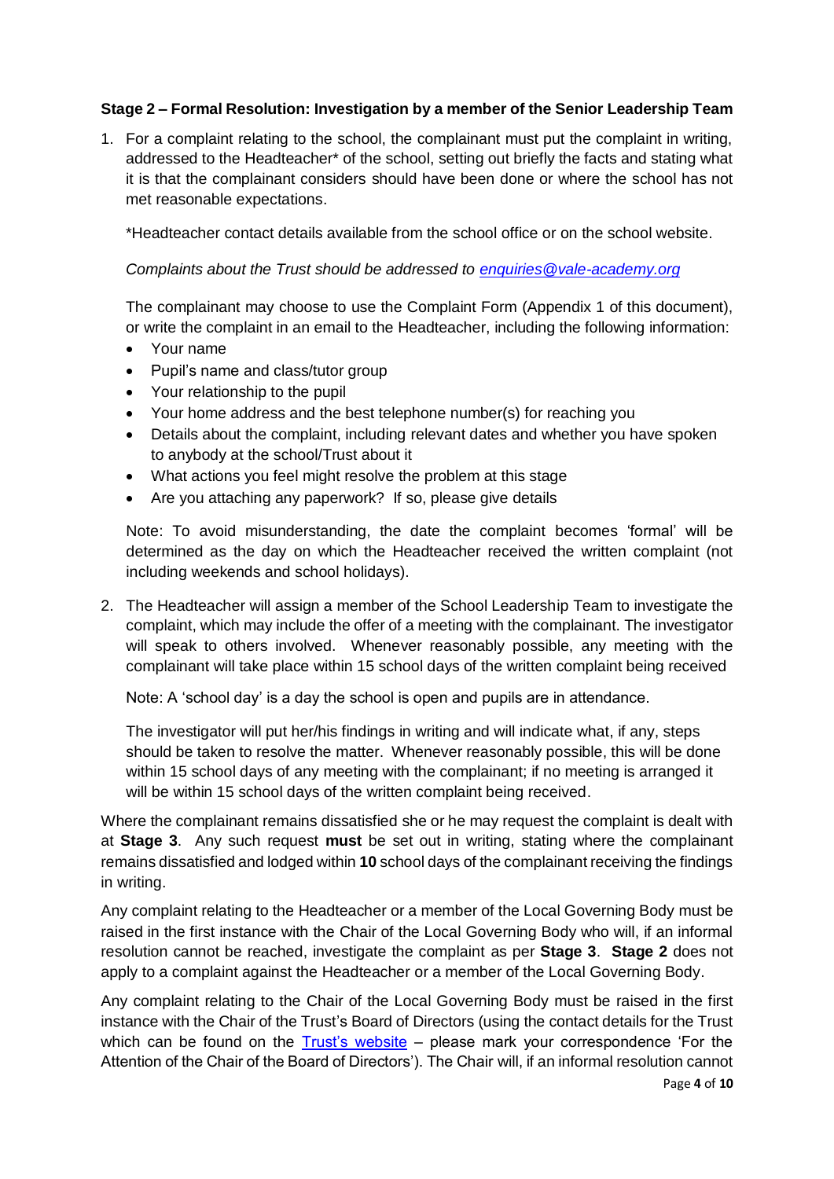### Stage 2 – Formal Resolution: Investigation by a member of the Senior Leadership Team

1. For a complaint relating to the school, the complainant must put the complaint in writing, addressed to the Headteacher* of the school, setting out briefly the facts and stating what it is that the complainant considers should have been done or where the school has not met reasonable expectations.

   *Headteacher contact details available from the school office or on the school website.

   *Complaints about the Trust should be addressed to [enquiries@vale-academy.org](mailto:enquiries@vale-academy.org)*

   The complainant may choose to use the Complaint Form (Appendix 1 of this document), or write the complaint in an email to the Headteacher, including the following information:

   - Your name
   - Pupil's name and class/tutor group
   - Your relationship to the pupil
   - Your home address and the best telephone number(s) for reaching you
   - Details about the complaint, including relevant dates and whether you have spoken to anybody at the school/Trust about it
   - What actions you feel might resolve the problem at this stage
   - Are you attaching any paperwork? If so, please give details

   Note: To avoid misunderstanding, the date the complaint becomes 'formal' will be determined as the day on which the Headteacher received the written complaint (not including weekends and school holidays).

2. The Headteacher will assign a member of the School Leadership Team to investigate the complaint, which may include the offer of a meeting with the complainant. The investigator will speak to others involved. Whenever reasonably possible, any meeting with the complainant will take place within 15 school days of the written complaint being received

   Note: A 'school day' is a day the school is open and pupils are in attendance.

   The investigator will put her/his findings in writing and will indicate what, if any, steps should be taken to resolve the matter. Whenever reasonably possible, this will be done within 15 school days of any meeting with the complainant; if no meeting is arranged it will be within 15 school days of the written complaint being received.

Where the complainant remains dissatisfied she or he may request the complaint is dealt with at **Stage 3**. Any such request **must** be set out in writing, stating where the complainant remains dissatisfied and lodged within **10** school days of the complainant receiving the findings in writing.

Any complaint relating to the Headteacher or a member of the Local Governing Body must be raised in the first instance with the Chair of the Local Governing Body who will, if an informal resolution cannot be reached, investigate the complaint as per **Stage 3**. **Stage 2** does not apply to a complaint against the Headteacher or a member of the Local Governing Body.

Any complaint relating to the Chair of the Local Governing Body must be raised in the first instance with the Chair of the Trust's Board of Directors (using the contact details for the Trust which can be found on the Trust's website – please mark your correspondence 'For the Attention of the Chair of the Board of Directors'). The Chair will, if an informal resolution cannot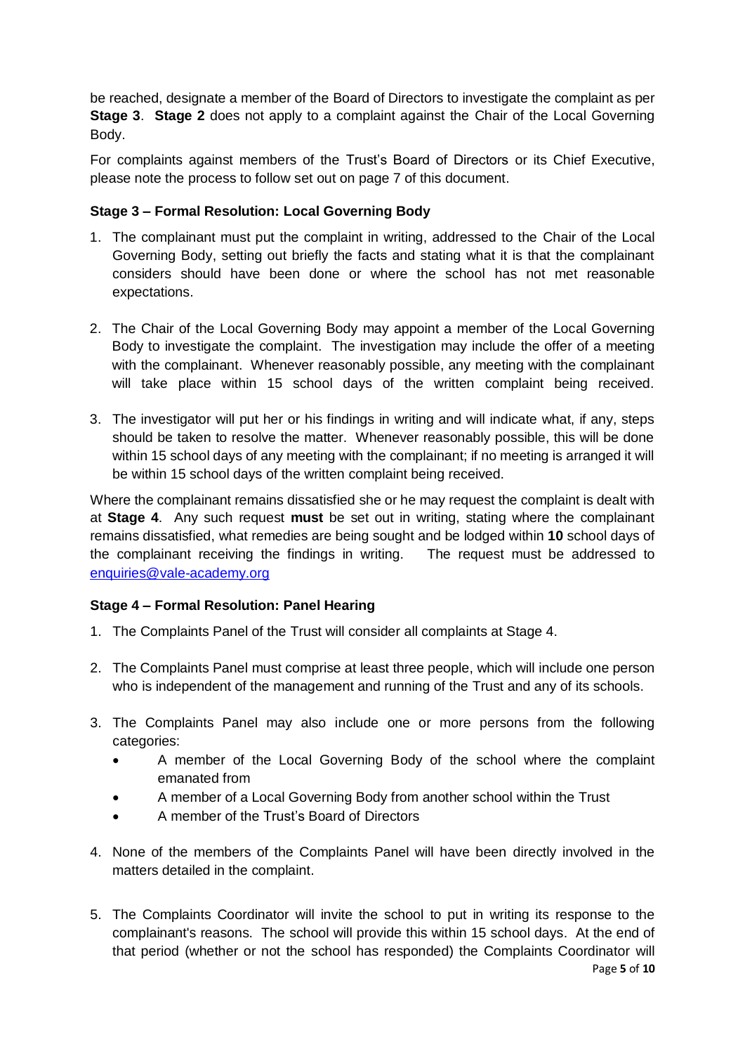be reached, designate a member of the Board of Directors to investigate the complaint as per **Stage 3**. **Stage 2** does not apply to a complaint against the Chair of the Local Governing Body.

For complaints against members of the Trust's Board of Directors or its Chief Executive, please note the process to follow set out on page 7 of this document.

### Stage 3 – Formal Resolution: Local Governing Body

1. The complainant must put the complaint in writing, addressed to the Chair of the Local Governing Body, setting out briefly the facts and stating what it is that the complainant considers should have been done or where the school has not met reasonable expectations.

2. The Chair of the Local Governing Body may appoint a member of the Local Governing Body to investigate the complaint. The investigation may include the offer of a meeting with the complainant. Whenever reasonably possible, any meeting with the complainant will take place within 15 school days of the written complaint being received.

3. The investigator will put her or his findings in writing and will indicate what, if any, steps should be taken to resolve the matter. Whenever reasonably possible, this will be done within 15 school days of any meeting with the complainant; if no meeting is arranged it will be within 15 school days of the written complaint being received.

Where the complainant remains dissatisfied she or he may request the complaint is dealt with at **Stage 4**. Any such request **must** be set out in writing, stating where the complainant remains dissatisfied, what remedies are being sought and be lodged within **10** school days of the complainant receiving the findings in writing. The request must be addressed to enquiries@vale-academy.org

### Stage 4 – Formal Resolution: Panel Hearing

1. The Complaints Panel of the Trust will consider all complaints at Stage 4.

2. The Complaints Panel must comprise at least three people, which will include one person who is independent of the management and running of the Trust and any of its schools.

3. The Complaints Panel may also include one or more persons from the following categories:
   - A member of the Local Governing Body of the school where the complaint emanated from
   - A member of a Local Governing Body from another school within the Trust
   - A member of the Trust's Board of Directors

4. None of the members of the Complaints Panel will have been directly involved in the matters detailed in the complaint.

5. The Complaints Coordinator will invite the school to put in writing its response to the complainant's reasons. The school will provide this within 15 school days. At the end of that period (whether or not the school has responded) the Complaints Coordinator will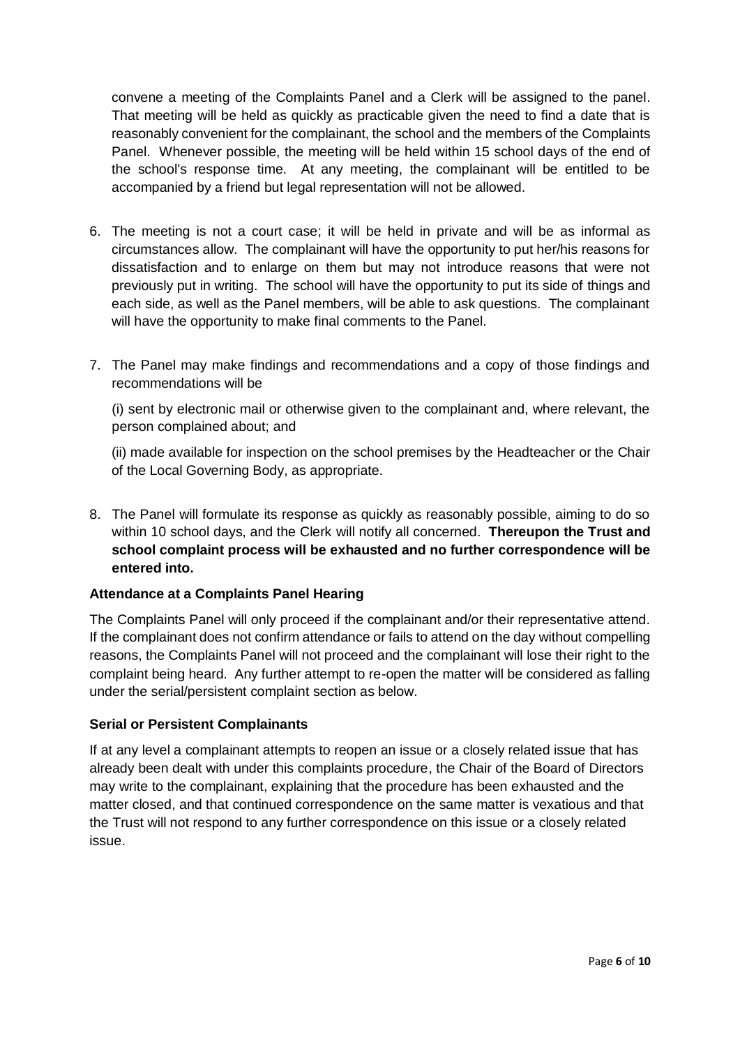convene a meeting of the Complaints Panel and a Clerk will be assigned to the panel. That meeting will be held as quickly as practicable given the need to find a date that is reasonably convenient for the complainant, the school and the members of the Complaints Panel. Whenever possible, the meeting will be held within 15 school days of the end of the school's response time. At any meeting, the complainant will be entitled to be accompanied by a friend but legal representation will not be allowed.

6. The meeting is not a court case; it will be held in private and will be as informal as circumstances allow. The complainant will have the opportunity to put her/his reasons for dissatisfaction and to enlarge on them but may not introduce reasons that were not previously put in writing. The school will have the opportunity to put its side of things and each side, as well as the Panel members, will be able to ask questions. The complainant will have the opportunity to make final comments to the Panel.

7. The Panel may make findings and recommendations and a copy of those findings and recommendations will be

   (i) sent by electronic mail or otherwise given to the complainant and, where relevant, the person complained about; and

   (ii) made available for inspection on the school premises by the Headteacher or the Chair of the Local Governing Body, as appropriate.

8. The Panel will formulate its response as quickly as reasonably possible, aiming to do so within 10 school days, and the Clerk will notify all concerned. **Thereupon the Trust and school complaint process will be exhausted and no further correspondence will be entered into.**

**Attendance at a Complaints Panel Hearing**

The Complaints Panel will only proceed if the complainant and/or their representative attend. If the complainant does not confirm attendance or fails to attend on the day without compelling reasons, the Complaints Panel will not proceed and the complainant will lose their right to the complaint being heard. Any further attempt to re-open the matter will be considered as falling under the serial/persistent complaint section as below.

**Serial or Persistent Complainants**

If at any level a complainant attempts to reopen an issue or a closely related issue that has already been dealt with under this complaints procedure, the Chair of the Board of Directors may write to the complainant, explaining that the procedure has been exhausted and the matter closed, and that continued correspondence on the same matter is vexatious and that the Trust will not respond to any further correspondence on this issue or a closely related issue.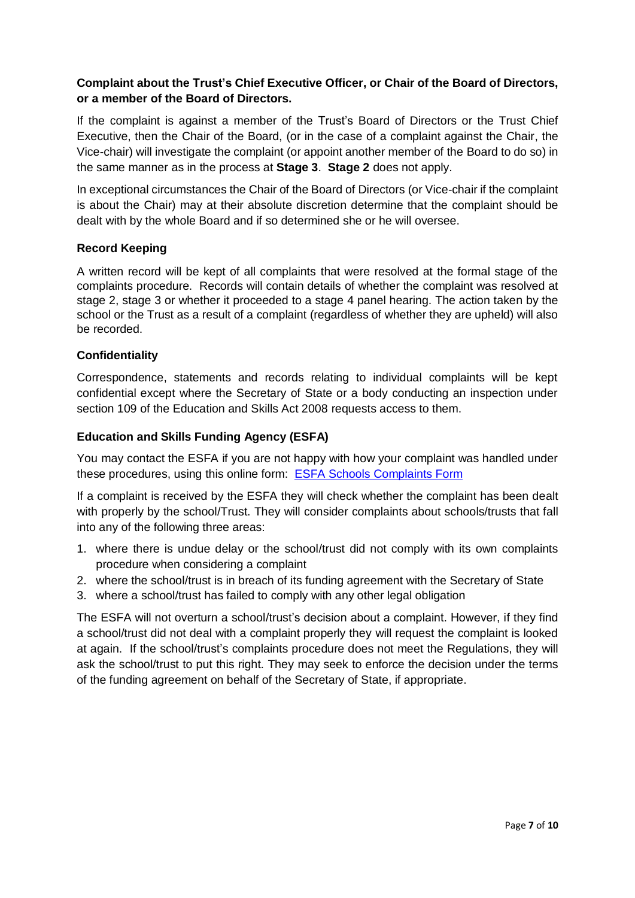### Complaint about the Trust's Chief Executive Officer, or Chair of the Board of Directors, or a member of the Board of Directors.

If the complaint is against a member of the Trust's Board of Directors or the Trust Chief Executive, then the Chair of the Board, (or in the case of a complaint against the Chair, the Vice-chair) will investigate the complaint (or appoint another member of the Board to do so) in the same manner as in the process at **Stage 3**. **Stage 2** does not apply.

In exceptional circumstances the Chair of the Board of Directors (or Vice-chair if the complaint is about the Chair) may at their absolute discretion determine that the complaint should be dealt with by the whole Board and if so determined she or he will oversee.

### Record Keeping

A written record will be kept of all complaints that were resolved at the formal stage of the complaints procedure. Records will contain details of whether the complaint was resolved at stage 2, stage 3 or whether it proceeded to a stage 4 panel hearing. The action taken by the school or the Trust as a result of a complaint (regardless of whether they are upheld) will also be recorded.

### Confidentiality

Correspondence, statements and records relating to individual complaints will be kept confidential except where the Secretary of State or a body conducting an inspection under section 109 of the Education and Skills Act 2008 requests access to them.

### Education and Skills Funding Agency (ESFA)

You may contact the ESFA if you are not happy with how your complaint was handled under these procedures, using this online form: [ESFA Schools Complaints Form]

If a complaint is received by the ESFA they will check whether the complaint has been dealt with properly by the school/Trust. They will consider complaints about schools/trusts that fall into any of the following three areas:

1. where there is undue delay or the school/trust did not comply with its own complaints procedure when considering a complaint
2. where the school/trust is in breach of its funding agreement with the Secretary of State
3. where a school/trust has failed to comply with any other legal obligation

The ESFA will not overturn a school/trust's decision about a complaint. However, if they find a school/trust did not deal with a complaint properly they will request the complaint is looked at again. If the school/trust's complaints procedure does not meet the Regulations, they will ask the school/trust to put this right. They may seek to enforce the decision under the terms of the funding agreement on behalf of the Secretary of State, if appropriate.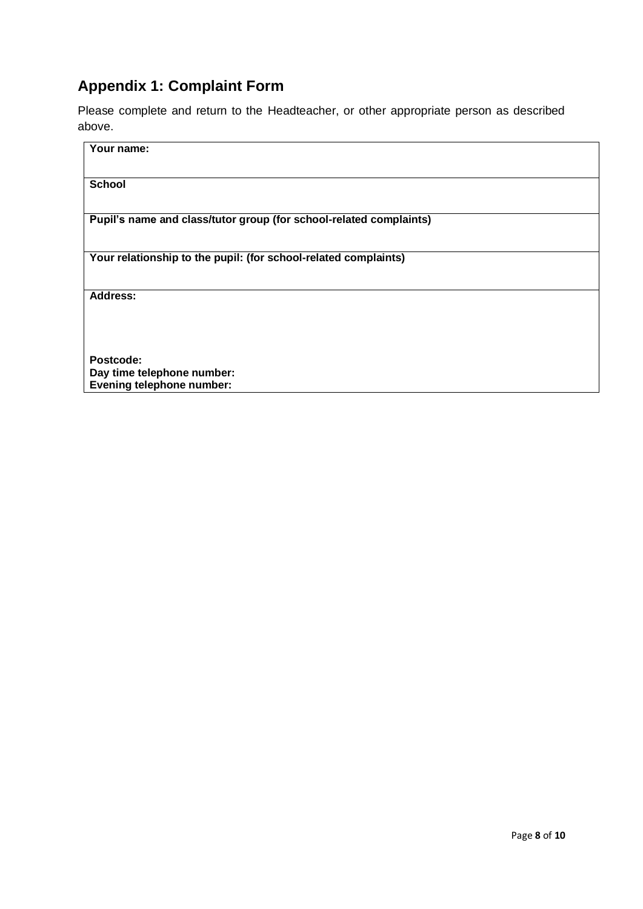## Appendix 1: Complaint Form

Please complete and return to the Headteacher, or other appropriate person as described above.

| **Your name:** |
|---|
| **School** |
| **Pupil's name and class/tutor group (for school-related complaints)** |
| **Your relationship to the pupil: (for school-related complaints)** |
| **Address:**<br><br><br><br>**Postcode:**<br>**Day time telephone number:**<br>**Evening telephone number:** |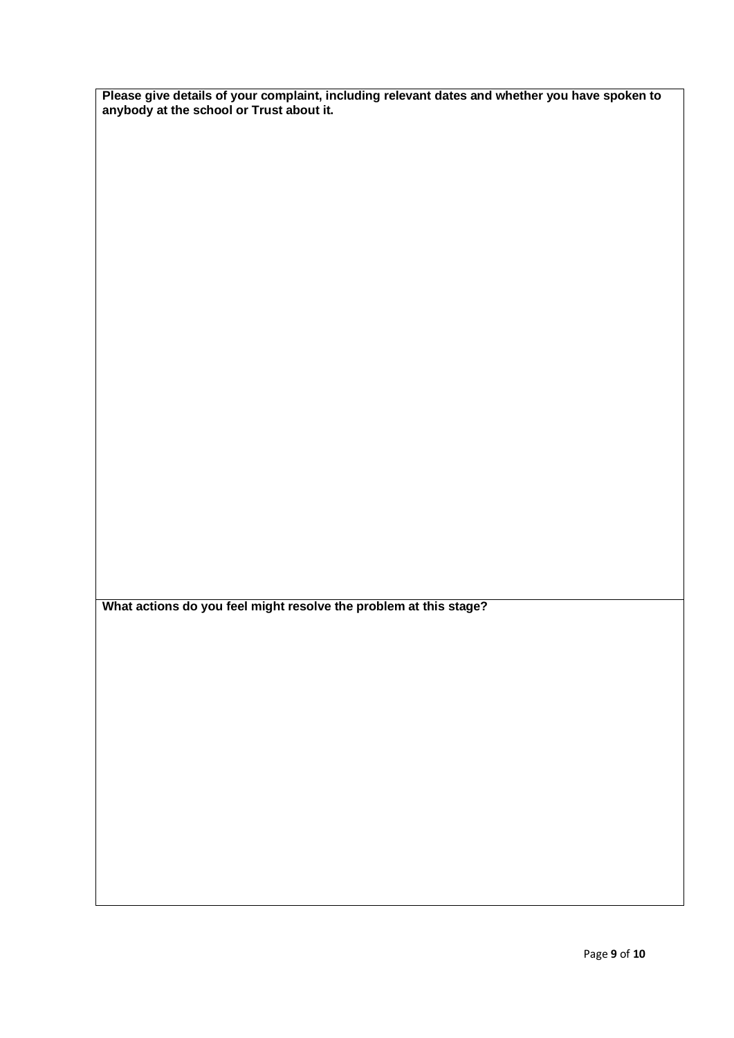| **Please give details of your complaint, including relevant dates and whether you have spoken to anybody at the school or Trust about it.** |
| --- |
| |
| **What actions do you feel might resolve the problem at this stage?** |
| |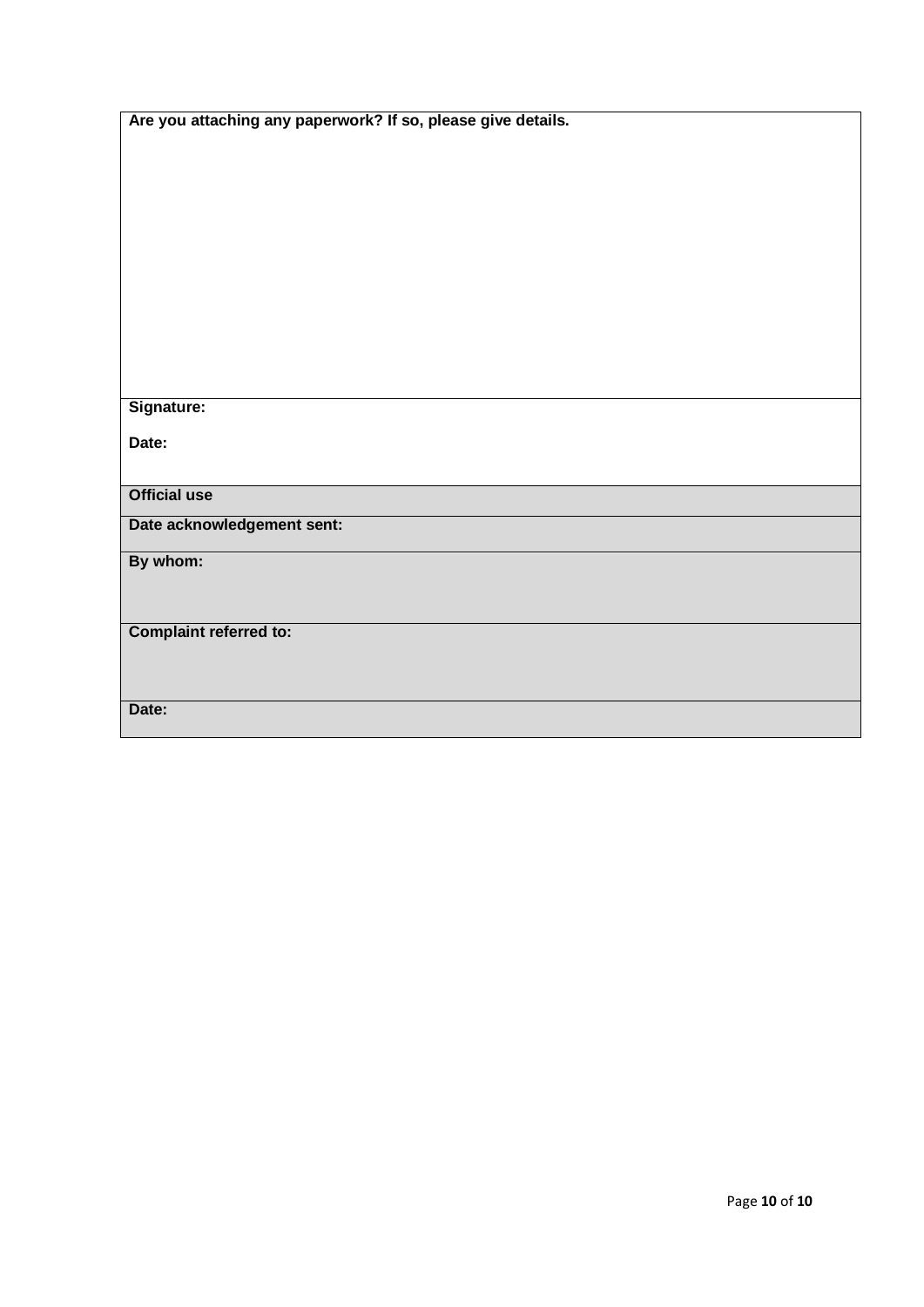| |
|---|
| **Are you attaching any paperwork? If so, please give details.** |
| **Signature:**<br><br>**Date:** |
| **Official use** |
| **Date acknowledgement sent:** |
| **By whom:** |
| **Complaint referred to:** |
| **Date:** |